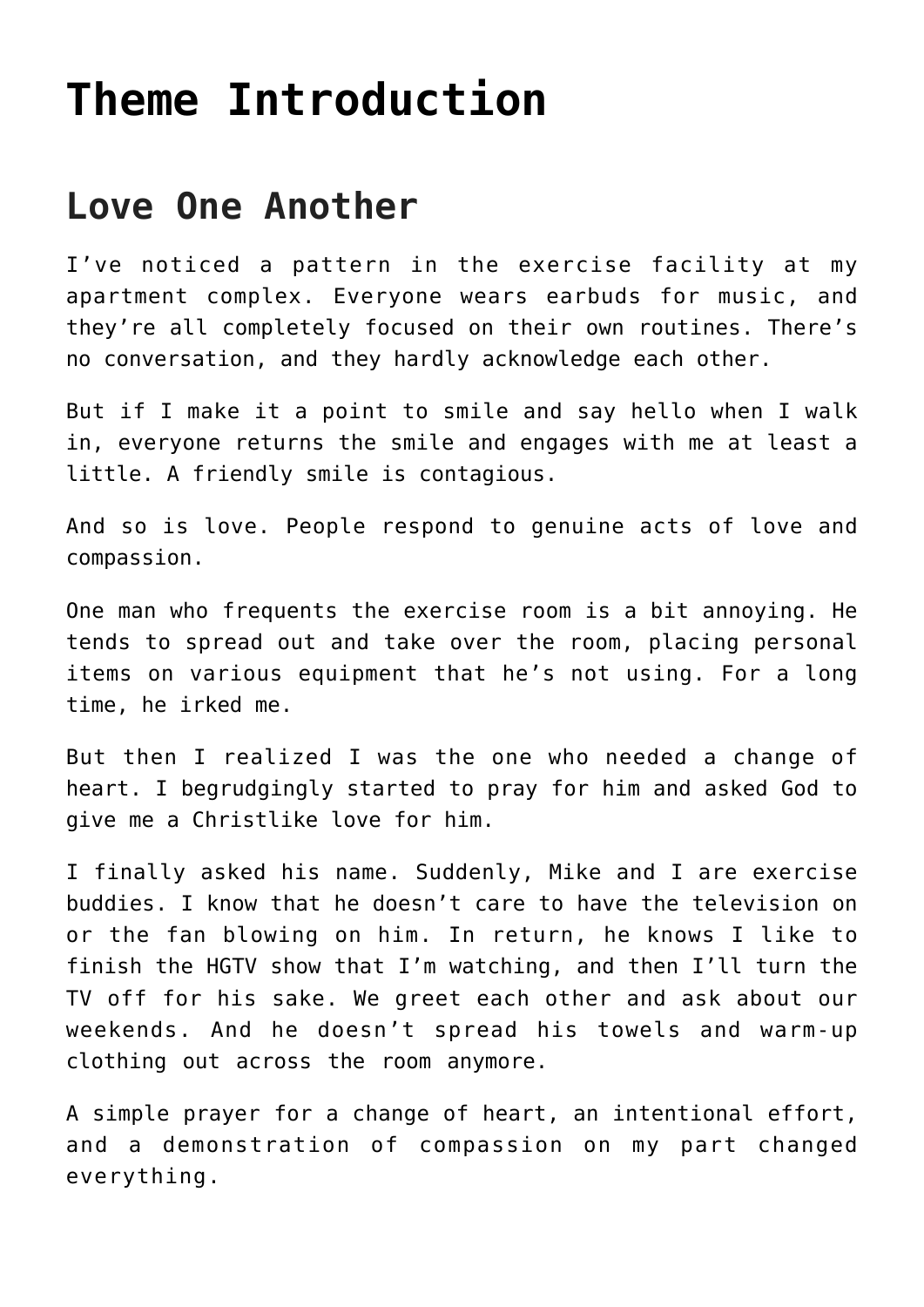# Theme Introduction

## Love One Another

I’ve noticed a pattern in the exercise facility at my apartment complex. Everyone wears earbuds for music, and they’re all completely focused on their own routines. There’s no conversation, and they hardly acknowledge each other.

But if I make it a point to smile and say hello when I walk in, everyone returns the smile and engages with me at least a little. A friendly smile is contagious.

And so is love. People respond to genuine acts of love and compassion.

One man who frequents the exercise room is a bit annoying. He tends to spread out and take over the room, placing personal items on various equipment that he’s not using. For a long time, he irked me.

But then I realized I was the one who needed a change of heart. I begrudgingly started to pray for him and asked God to give me a Christlike love for him.

I finally asked his name. Suddenly, Mike and I are exercise buddies. I know that he doesn’t care to have the television on or the fan blowing on him. In return, he knows I like to finish the HGTV show that I’m watching, and then I’ll turn the TV off for his sake. We greet each other and ask about our weekends. And he doesn’t spread his towels and warm-up clothing out across the room anymore.

A simple prayer for a change of heart, an intentional effort, and a demonstration of compassion on my part changed everything.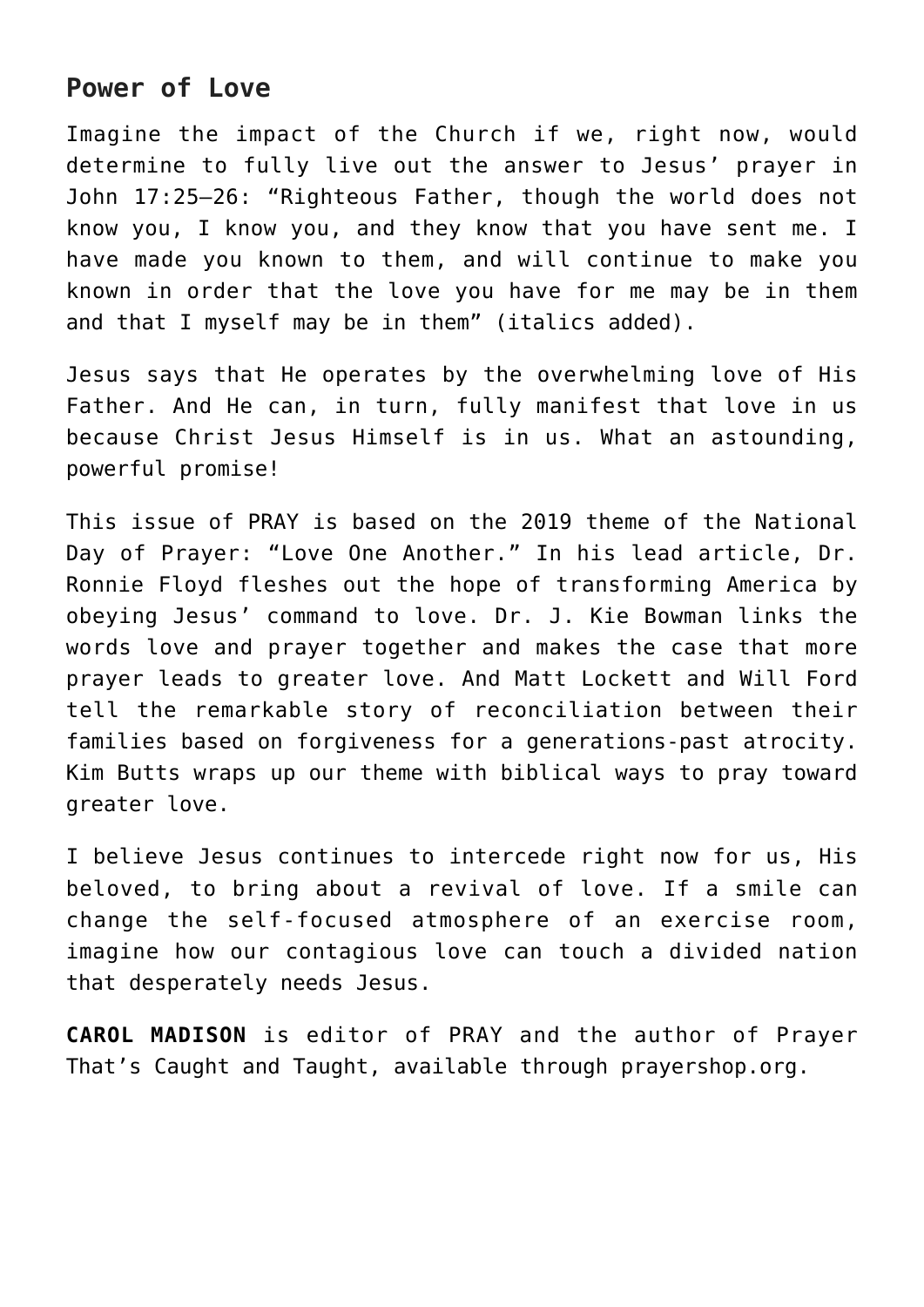## Power of Love

Imagine the impact of the Church if we, right now, would determine to fully live out the answer to Jesus' prayer in John 17:25–26: "Righteous Father, though the world does not know you, I know you, and they know that you have sent me. I have made you known to them, and will continue to make you known in order that the love you have for me may be in them and that I myself may be in them" (italics added).

Jesus says that He operates by the overwhelming love of His Father. And He can, in turn, fully manifest that love in us because Christ Jesus Himself is in us. What an astounding, powerful promise!

This issue of PRAY is based on the 2019 theme of the National Day of Prayer: "Love One Another." In his lead article, Dr. Ronnie Floyd fleshes out the hope of transforming America by obeying Jesus' command to love. Dr. J. Kie Bowman links the words love and prayer together and makes the case that more prayer leads to greater love. And Matt Lockett and Will Ford tell the remarkable story of reconciliation between their families based on forgiveness for a generations-past atrocity. Kim Butts wraps up our theme with biblical ways to pray toward greater love.

I believe Jesus continues to intercede right now for us, His beloved, to bring about a revival of love. If a smile can change the self-focused atmosphere of an exercise room, imagine how our contagious love can touch a divided nation that desperately needs Jesus.

**CAROL MADISON** is editor of PRAY and the author of Prayer That's Caught and Taught, available through prayershop.org.